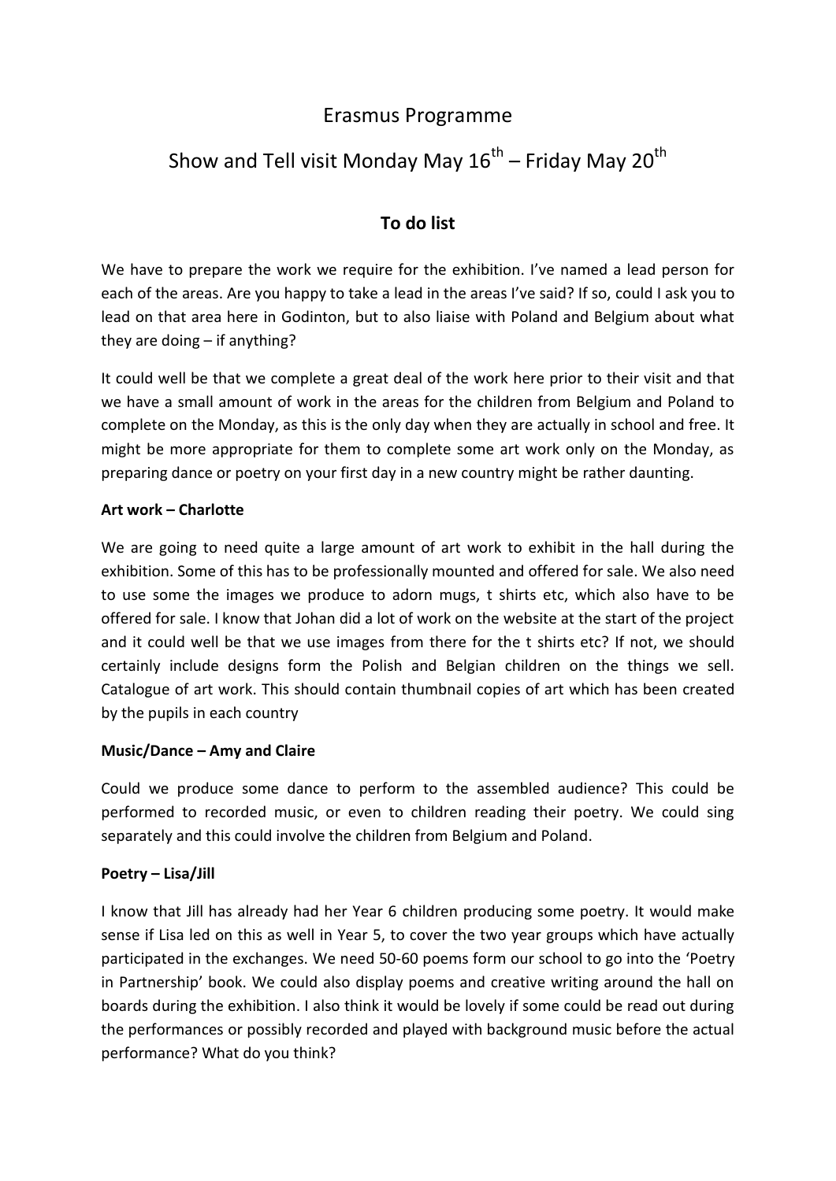# Erasmus Programme

## Show and Tell visit Monday May 16th – Friday May 20th

### To do list

We have to prepare the work we require for the exhibition. I've named a lead person for each of the areas. Are you happy to take a lead in the areas I've said? If so, could I ask you to lead on that area here in Godinton, but to also liaise with Poland and Belgium about what they are doing – if anything?

It could well be that we complete a great deal of the work here prior to their visit and that we have a small amount of work in the areas for the children from Belgium and Poland to complete on the Monday, as this is the only day when they are actually in school and free. It might be more appropriate for them to complete some art work only on the Monday, as preparing dance or poetry on your first day in a new country might be rather daunting.

**Art work – Charlotte**

We are going to need quite a large amount of art work to exhibit in the hall during the exhibition. Some of this has to be professionally mounted and offered for sale. We also need to use some the images we produce to adorn mugs, t shirts etc, which also have to be offered for sale. I know that Johan did a lot of work on the website at the start of the project and it could well be that we use images from there for the t shirts etc? If not, we should certainly include designs form the Polish and Belgian children on the things we sell. Catalogue of art work. This should contain thumbnail copies of art which has been created by the pupils in each country

**Music/Dance – Amy and Claire**

Could we produce some dance to perform to the assembled audience? This could be performed to recorded music, or even to children reading their poetry. We could sing separately and this could involve the children from Belgium and Poland.

**Poetry – Lisa/Jill**

I know that Jill has already had her Year 6 children producing some poetry. It would make sense if Lisa led on this as well in Year 5, to cover the two year groups which have actually participated in the exchanges. We need 50-60 poems form our school to go into the 'Poetry in Partnership' book. We could also display poems and creative writing around the hall on boards during the exhibition. I also think it would be lovely if some could be read out during the performances or possibly recorded and played with background music before the actual performance? What do you think?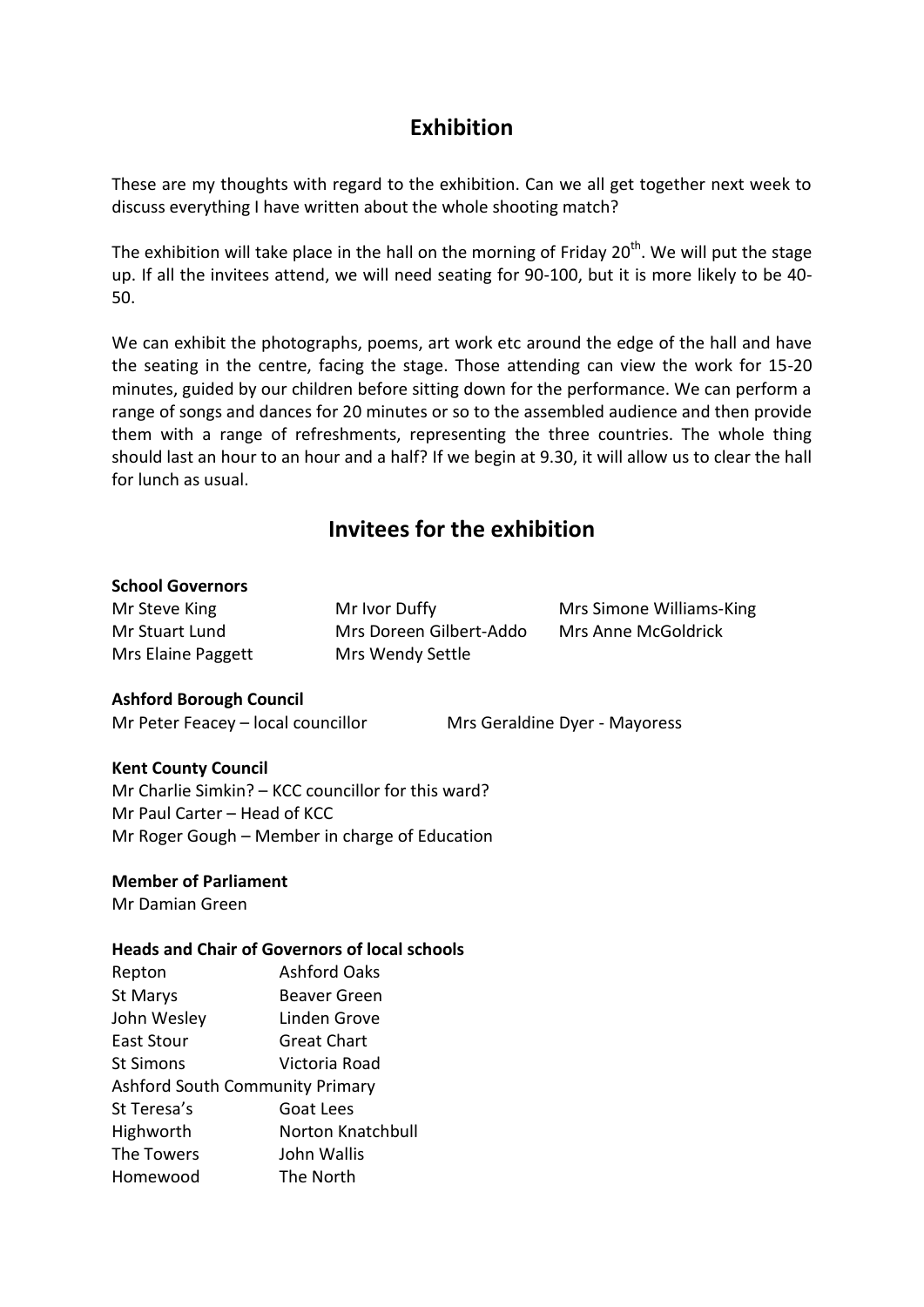## Exhibition

These are my thoughts with regard to the exhibition. Can we all get together next week to discuss everything I have written about the whole shooting match?

The exhibition will take place in the hall on the morning of Friday 20th. We will put the stage up. If all the invitees attend, we will need seating for 90-100, but it is more likely to be 40-50.

We can exhibit the photographs, poems, art work etc around the edge of the hall and have the seating in the centre, facing the stage. Those attending can view the work for 15-20 minutes, guided by our children before sitting down for the performance. We can perform a range of songs and dances for 20 minutes or so to the assembled audience and then provide them with a range of refreshments, representing the three countries. The whole thing should last an hour to an hour and a half? If we begin at 9.30, it will allow us to clear the hall for lunch as usual.

## Invitees for the exhibition

**School Governors**

| | | |
|---|---|---|
| Mr Steve King | Mr Ivor Duffy | Mrs Simone Williams-King |
| Mr Stuart Lund | Mrs Doreen Gilbert-Addo | Mrs Anne McGoldrick |
| Mrs Elaine Paggett | Mrs Wendy Settle | |

**Ashford Borough Council**

Mr Peter Feacey – local councillor

Mrs Geraldine Dyer - Mayoress

**Kent County Council**

Mr Charlie Simkin? – KCC councillor for this ward?
Mr Paul Carter – Head of KCC
Mr Roger Gough – Member in charge of Education

**Member of Parliament**

Mr Damian Green

**Heads and Chair of Governors of local schools**

| | |
|---|---|
| Repton | Ashford Oaks |
| St Marys | Beaver Green |
| John Wesley | Linden Grove |
| East Stour | Great Chart |
| St Simons | Victoria Road |
| Ashford South Community Primary | |
| St Teresa's | Goat Lees |
| Highworth | Norton Knatchbull |
| The Towers | John Wallis |
| Homewood | The North |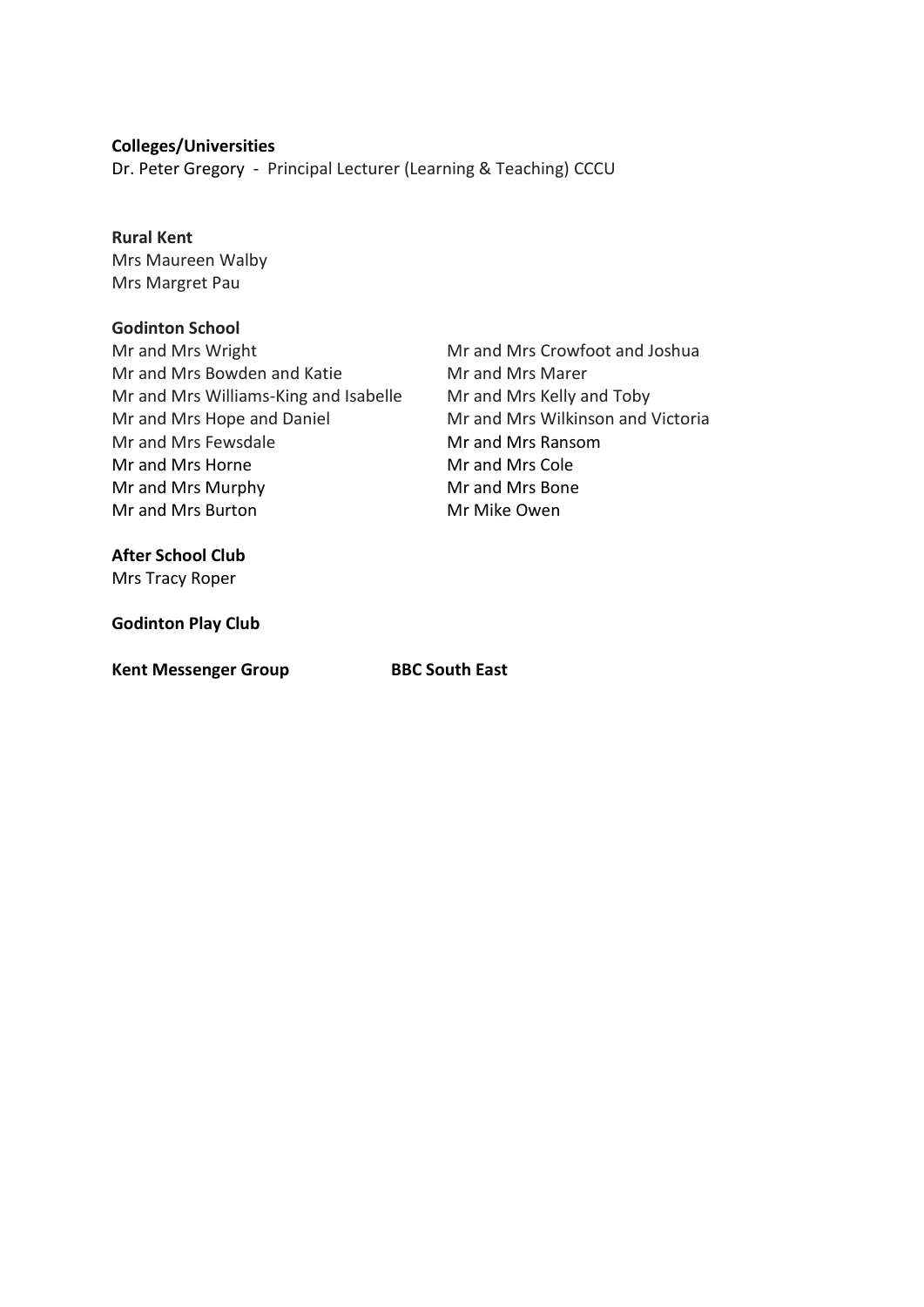**Colleges/Universities**

Dr. Peter Gregory - Principal Lecturer (Learning & Teaching) CCCU

**Rural Kent**

Mrs Maureen Walby
Mrs Margret Pau

**Godinton School**

Mr and Mrs Wright
Mr and Mrs Bowden and Katie
Mr and Mrs Williams-King and Isabelle
Mr and Mrs Hope and Daniel
Mr and Mrs Fewsdale
Mr and Mrs Horne
Mr and Mrs Murphy
Mr and Mrs Burton
Mr and Mrs Crowfoot and Joshua
Mr and Mrs Marer
Mr and Mrs Kelly and Toby
Mr and Mrs Wilkinson and Victoria
Mr and Mrs Ransom
Mr and Mrs Cole
Mr and Mrs Bone
Mr Mike Owen

**After School Club**

Mrs Tracy Roper

**Godinton Play Club**

**Kent Messenger Group**

**BBC South East**